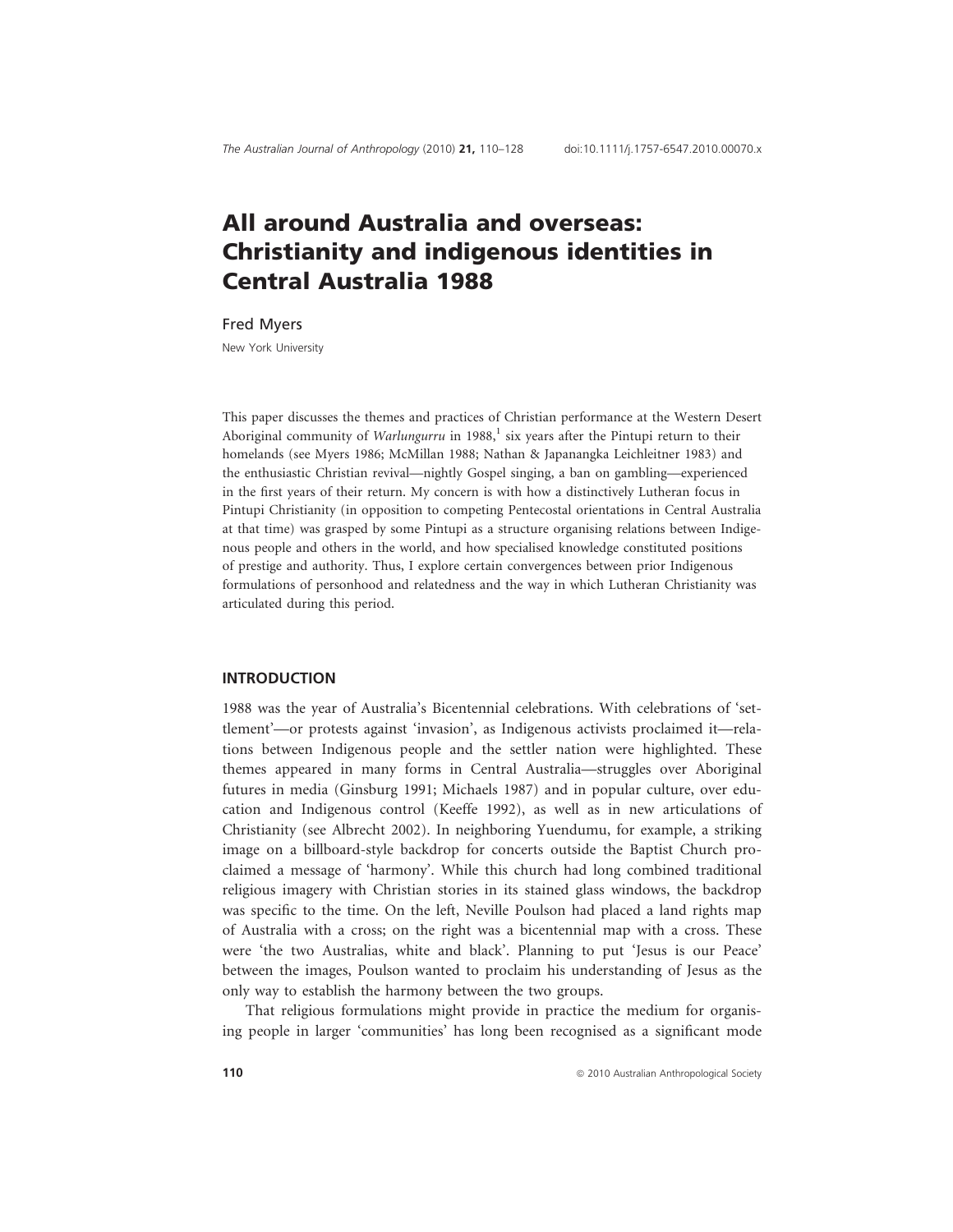# All around Australia and overseas: Christianity and indigenous identities in Central Australia 1988

Fred Myers

New York University

This paper discusses the themes and practices of Christian performance at the Western Desert Aboriginal community of *Warlungurru* in 1988,[1] six years after the Pintupi return to their homelands (see Myers 1986; McMillan 1988; Nathan & Japanangka Leichleitner 1983) and the enthusiastic Christian revival—nightly Gospel singing, a ban on gambling—experienced in the first years of their return. My concern is with how a distinctively Lutheran focus in Pintupi Christianity (in opposition to competing Pentecostal orientations in Central Australia at that time) was grasped by some Pintupi as a structure organising relations between Indigenous people and others in the world, and how specialised knowledge constituted positions of prestige and authority. Thus, I explore certain convergences between prior Indigenous formulations of personhood and relatedness and the way in which Lutheran Christianity was articulated during this period.

## INTRODUCTION

1988 was the year of Australia's Bicentennial celebrations. With celebrations of 'settlement'—or protests against 'invasion', as Indigenous activists proclaimed it—relations between Indigenous people and the settler nation were highlighted. These themes appeared in many forms in Central Australia—struggles over Aboriginal futures in media (Ginsburg 1991; Michaels 1987) and in popular culture, over education and Indigenous control (Keeffe 1992), as well as in new articulations of Christianity (see Albrecht 2002). In neighboring Yuendumu, for example, a striking image on a billboard-style backdrop for concerts outside the Baptist Church proclaimed a message of 'harmony'. While this church had long combined traditional religious imagery with Christian stories in its stained glass windows, the backdrop was specific to the time. On the left, Neville Poulson had placed a land rights map of Australia with a cross; on the right was a bicentennial map with a cross. These were 'the two Australias, white and black'. Planning to put 'Jesus is our Peace' between the images, Poulson wanted to proclaim his understanding of Jesus as the only way to establish the harmony between the two groups.

That religious formulations might provide in practice the medium for organising people in larger 'communities' has long been recognised as a significant mode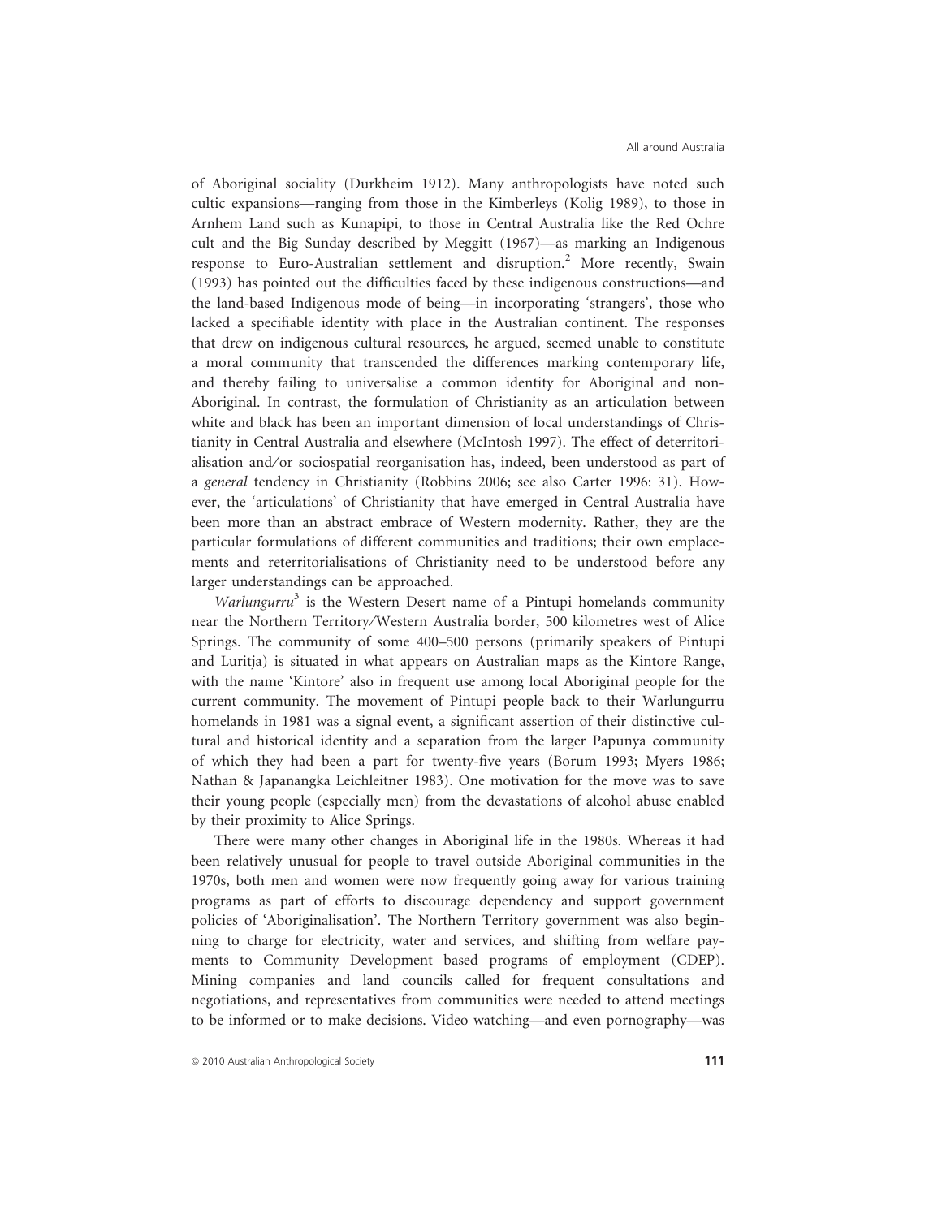of Aboriginal sociality (Durkheim 1912). Many anthropologists have noted such cultic expansions—ranging from those in the Kimberleys (Kolig 1989), to those in Arnhem Land such as Kunapipi, to those in Central Australia like the Red Ochre cult and the Big Sunday described by Meggitt (1967)—as marking an Indigenous response to Euro-Australian settlement and disruption.[2] More recently, Swain (1993) has pointed out the difficulties faced by these indigenous constructions—and the land-based Indigenous mode of being—in incorporating 'strangers', those who lacked a specifiable identity with place in the Australian continent. The responses that drew on indigenous cultural resources, he argued, seemed unable to constitute a moral community that transcended the differences marking contemporary life, and thereby failing to universalise a common identity for Aboriginal and non-Aboriginal. In contrast, the formulation of Christianity as an articulation between white and black has been an important dimension of local understandings of Christianity in Central Australia and elsewhere (McIntosh 1997). The effect of deterritorialisation and/or sociospatial reorganisation has, indeed, been understood as part of a *general* tendency in Christianity (Robbins 2006; see also Carter 1996: 31). However, the 'articulations' of Christianity that have emerged in Central Australia have been more than an abstract embrace of Western modernity. Rather, they are the particular formulations of different communities and traditions; their own emplacements and reterritorialisations of Christianity need to be understood before any larger understandings can be approached.

*Warlungurru*[3] is the Western Desert name of a Pintupi homelands community near the Northern Territory/Western Australia border, 500 kilometres west of Alice Springs. The community of some 400–500 persons (primarily speakers of Pintupi and Luritja) is situated in what appears on Australian maps as the Kintore Range, with the name 'Kintore' also in frequent use among local Aboriginal people for the current community. The movement of Pintupi people back to their Warlungurru homelands in 1981 was a signal event, a significant assertion of their distinctive cultural and historical identity and a separation from the larger Papunya community of which they had been a part for twenty-five years (Borum 1993; Myers 1986; Nathan & Japanangka Leichleitner 1983). One motivation for the move was to save their young people (especially men) from the devastations of alcohol abuse enabled by their proximity to Alice Springs.

There were many other changes in Aboriginal life in the 1980s. Whereas it had been relatively unusual for people to travel outside Aboriginal communities in the 1970s, both men and women were now frequently going away for various training programs as part of efforts to discourage dependency and support government policies of 'Aboriginalisation'. The Northern Territory government was also beginning to charge for electricity, water and services, and shifting from welfare payments to Community Development based programs of employment (CDEP). Mining companies and land councils called for frequent consultations and negotiations, and representatives from communities were needed to attend meetings to be informed or to make decisions. Video watching—and even pornography—was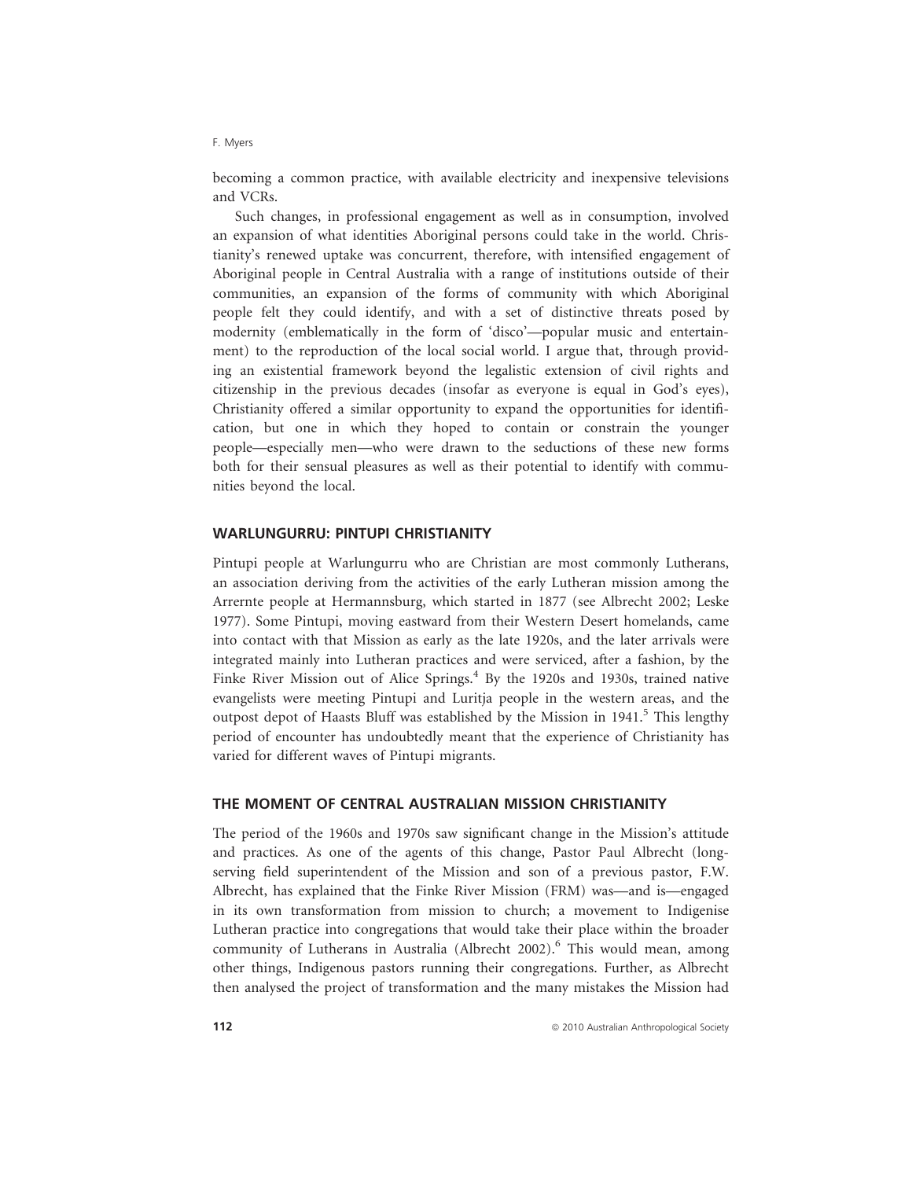becoming a common practice, with available electricity and inexpensive televisions and VCRs.

Such changes, in professional engagement as well as in consumption, involved an expansion of what identities Aboriginal persons could take in the world. Christianity's renewed uptake was concurrent, therefore, with intensified engagement of Aboriginal people in Central Australia with a range of institutions outside of their communities, an expansion of the forms of community with which Aboriginal people felt they could identify, and with a set of distinctive threats posed by modernity (emblematically in the form of 'disco'—popular music and entertainment) to the reproduction of the local social world. I argue that, through providing an existential framework beyond the legalistic extension of civil rights and citizenship in the previous decades (insofar as everyone is equal in God's eyes), Christianity offered a similar opportunity to expand the opportunities for identification, but one in which they hoped to contain or constrain the younger people—especially men—who were drawn to the seductions of these new forms both for their sensual pleasures as well as their potential to identify with communities beyond the local.

## WARLUNGURRU: PINTUPI CHRISTIANITY

Pintupi people at Warlungurru who are Christian are most commonly Lutherans, an association deriving from the activities of the early Lutheran mission among the Arrernte people at Hermannsburg, which started in 1877 (see Albrecht 2002; Leske 1977). Some Pintupi, moving eastward from their Western Desert homelands, came into contact with that Mission as early as the late 1920s, and the later arrivals were integrated mainly into Lutheran practices and were serviced, after a fashion, by the Finke River Mission out of Alice Springs.[4] By the 1920s and 1930s, trained native evangelists were meeting Pintupi and Luritja people in the western areas, and the outpost depot of Haasts Bluff was established by the Mission in 1941.[5] This lengthy period of encounter has undoubtedly meant that the experience of Christianity has varied for different waves of Pintupi migrants.

## THE MOMENT OF CENTRAL AUSTRALIAN MISSION CHRISTIANITY

The period of the 1960s and 1970s saw significant change in the Mission's attitude and practices. As one of the agents of this change, Pastor Paul Albrecht (long-serving field superintendent of the Mission and son of a previous pastor, F.W. Albrecht, has explained that the Finke River Mission (FRM) was—and is—engaged in its own transformation from mission to church; a movement to Indigenise Lutheran practice into congregations that would take their place within the broader community of Lutherans in Australia (Albrecht 2002).[6] This would mean, among other things, Indigenous pastors running their congregations. Further, as Albrecht then analysed the project of transformation and the many mistakes the Mission had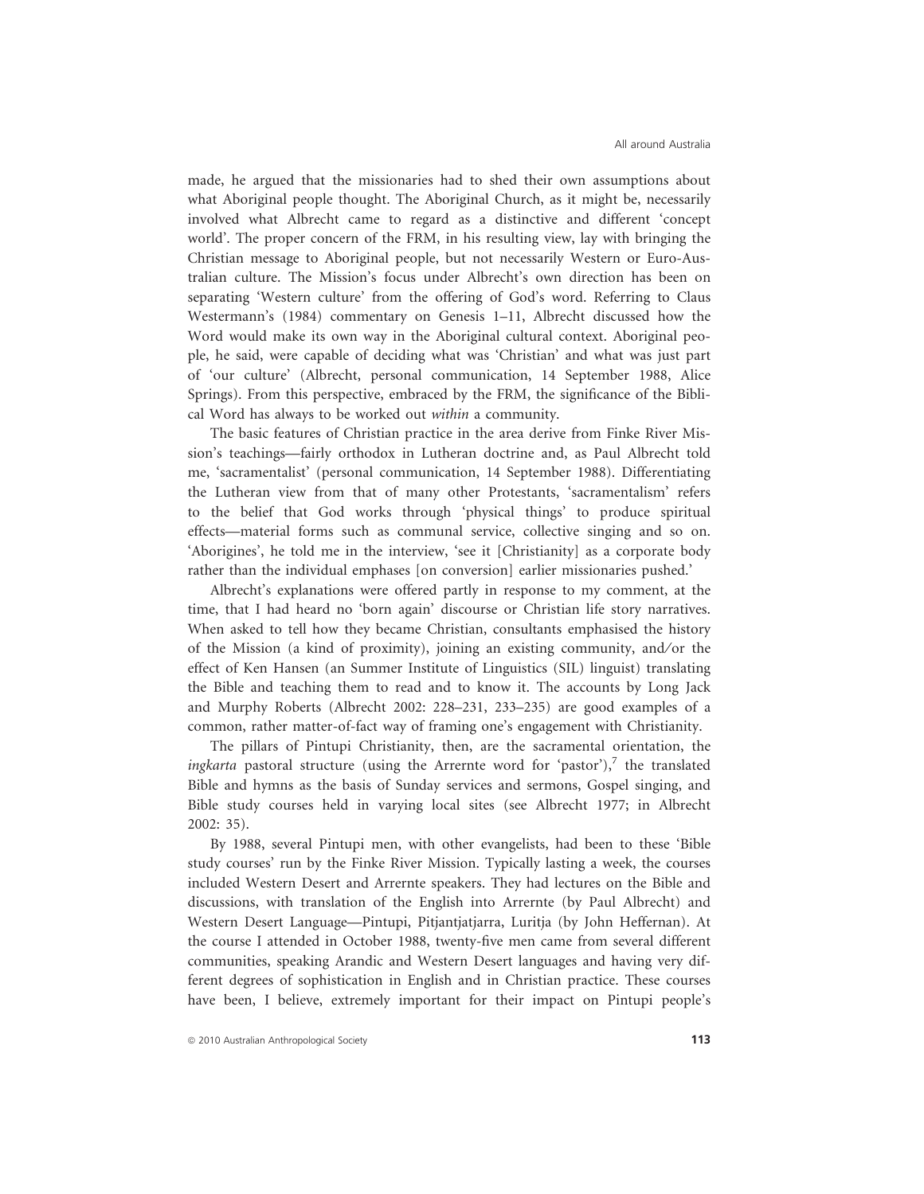made, he argued that the missionaries had to shed their own assumptions about what Aboriginal people thought. The Aboriginal Church, as it might be, necessarily involved what Albrecht came to regard as a distinctive and different 'concept world'. The proper concern of the FRM, in his resulting view, lay with bringing the Christian message to Aboriginal people, but not necessarily Western or Euro-Australian culture. The Mission's focus under Albrecht's own direction has been on separating 'Western culture' from the offering of God's word. Referring to Claus Westermann's (1984) commentary on Genesis 1–11, Albrecht discussed how the Word would make its own way in the Aboriginal cultural context. Aboriginal people, he said, were capable of deciding what was 'Christian' and what was just part of 'our culture' (Albrecht, personal communication, 14 September 1988, Alice Springs). From this perspective, embraced by the FRM, the significance of the Biblical Word has always to be worked out *within* a community.

The basic features of Christian practice in the area derive from Finke River Mission's teachings—fairly orthodox in Lutheran doctrine and, as Paul Albrecht told me, 'sacramentalist' (personal communication, 14 September 1988). Differentiating the Lutheran view from that of many other Protestants, 'sacramentalism' refers to the belief that God works through 'physical things' to produce spiritual effects—material forms such as communal service, collective singing and so on. 'Aborigines', he told me in the interview, 'see it [Christianity] as a corporate body rather than the individual emphases [on conversion] earlier missionaries pushed.'

Albrecht's explanations were offered partly in response to my comment, at the time, that I had heard no 'born again' discourse or Christian life story narratives. When asked to tell how they became Christian, consultants emphasised the history of the Mission (a kind of proximity), joining an existing community, and/or the effect of Ken Hansen (an Summer Institute of Linguistics (SIL) linguist) translating the Bible and teaching them to read and to know it. The accounts by Long Jack and Murphy Roberts (Albrecht 2002: 228–231, 233–235) are good examples of a common, rather matter-of-fact way of framing one's engagement with Christianity.

The pillars of Pintupi Christianity, then, are the sacramental orientation, the *ingkarta* pastoral structure (using the Arrernte word for 'pastor'),[7] the translated Bible and hymns as the basis of Sunday services and sermons, Gospel singing, and Bible study courses held in varying local sites (see Albrecht 1977; in Albrecht 2002: 35).

By 1988, several Pintupi men, with other evangelists, had been to these 'Bible study courses' run by the Finke River Mission. Typically lasting a week, the courses included Western Desert and Arrernte speakers. They had lectures on the Bible and discussions, with translation of the English into Arrernte (by Paul Albrecht) and Western Desert Language—Pintupi, Pitjantjatjarra, Luritja (by John Heffernan). At the course I attended in October 1988, twenty-five men came from several different communities, speaking Arandic and Western Desert languages and having very different degrees of sophistication in English and in Christian practice. These courses have been, I believe, extremely important for their impact on Pintupi people's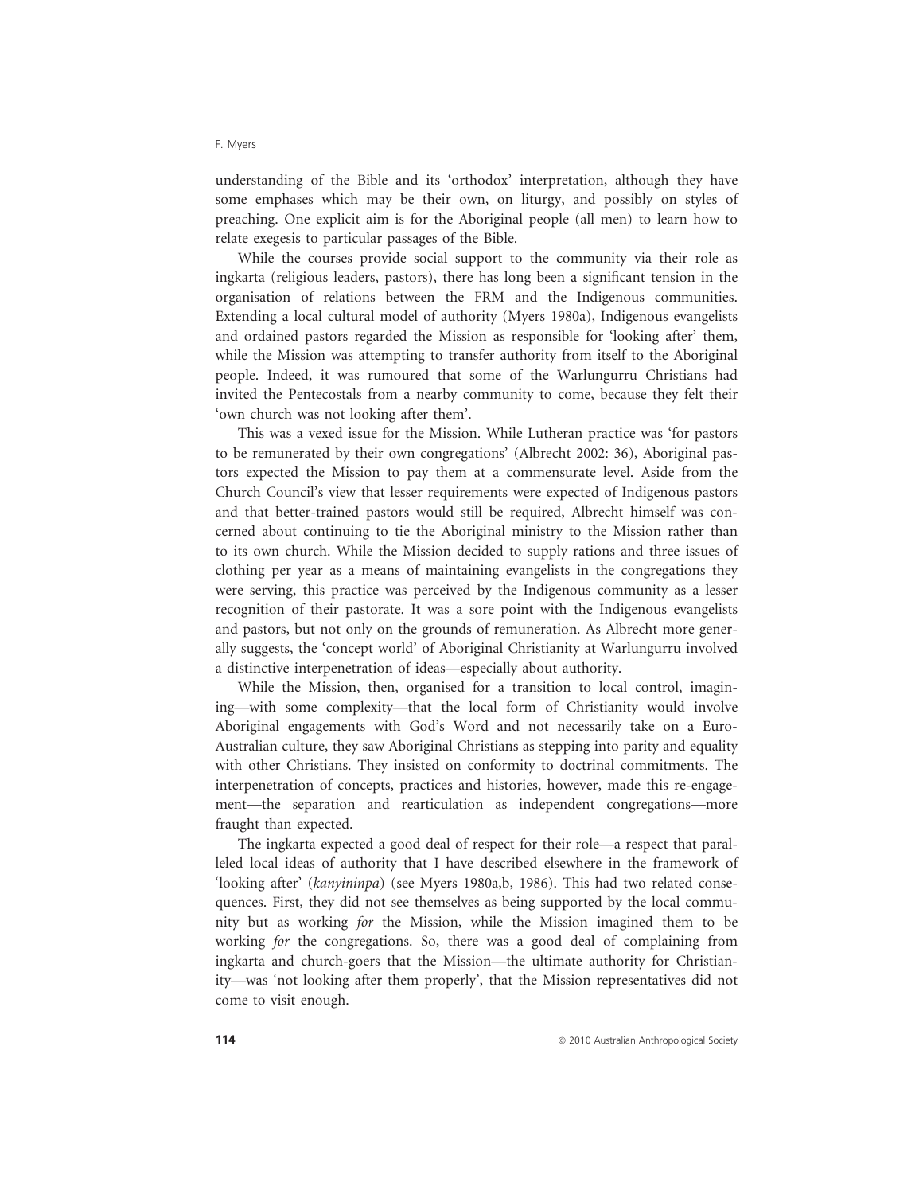understanding of the Bible and its 'orthodox' interpretation, although they have some emphases which may be their own, on liturgy, and possibly on styles of preaching. One explicit aim is for the Aboriginal people (all men) to learn how to relate exegesis to particular passages of the Bible.

While the courses provide social support to the community via their role as ingkarta (religious leaders, pastors), there has long been a significant tension in the organisation of relations between the FRM and the Indigenous communities. Extending a local cultural model of authority (Myers 1980a), Indigenous evangelists and ordained pastors regarded the Mission as responsible for 'looking after' them, while the Mission was attempting to transfer authority from itself to the Aboriginal people. Indeed, it was rumoured that some of the Warlungurru Christians had invited the Pentecostals from a nearby community to come, because they felt their 'own church was not looking after them'.

This was a vexed issue for the Mission. While Lutheran practice was 'for pastors to be remunerated by their own congregations' (Albrecht 2002: 36), Aboriginal pastors expected the Mission to pay them at a commensurate level. Aside from the Church Council's view that lesser requirements were expected of Indigenous pastors and that better-trained pastors would still be required, Albrecht himself was concerned about continuing to tie the Aboriginal ministry to the Mission rather than to its own church. While the Mission decided to supply rations and three issues of clothing per year as a means of maintaining evangelists in the congregations they were serving, this practice was perceived by the Indigenous community as a lesser recognition of their pastorate. It was a sore point with the Indigenous evangelists and pastors, but not only on the grounds of remuneration. As Albrecht more generally suggests, the 'concept world' of Aboriginal Christianity at Warlungurru involved a distinctive interpenetration of ideas—especially about authority.

While the Mission, then, organised for a transition to local control, imagining—with some complexity—that the local form of Christianity would involve Aboriginal engagements with God's Word and not necessarily take on a Euro-Australian culture, they saw Aboriginal Christians as stepping into parity and equality with other Christians. They insisted on conformity to doctrinal commitments. The interpenetration of concepts, practices and histories, however, made this re-engagement—the separation and rearticulation as independent congregations—more fraught than expected.

The ingkarta expected a good deal of respect for their role—a respect that paralleled local ideas of authority that I have described elsewhere in the framework of 'looking after' (*kanyininpa*) (see Myers 1980a,b, 1986). This had two related consequences. First, they did not see themselves as being supported by the local community but as working *for* the Mission, while the Mission imagined them to be working *for* the congregations. So, there was a good deal of complaining from ingkarta and church-goers that the Mission—the ultimate authority for Christianity—was 'not looking after them properly', that the Mission representatives did not come to visit enough.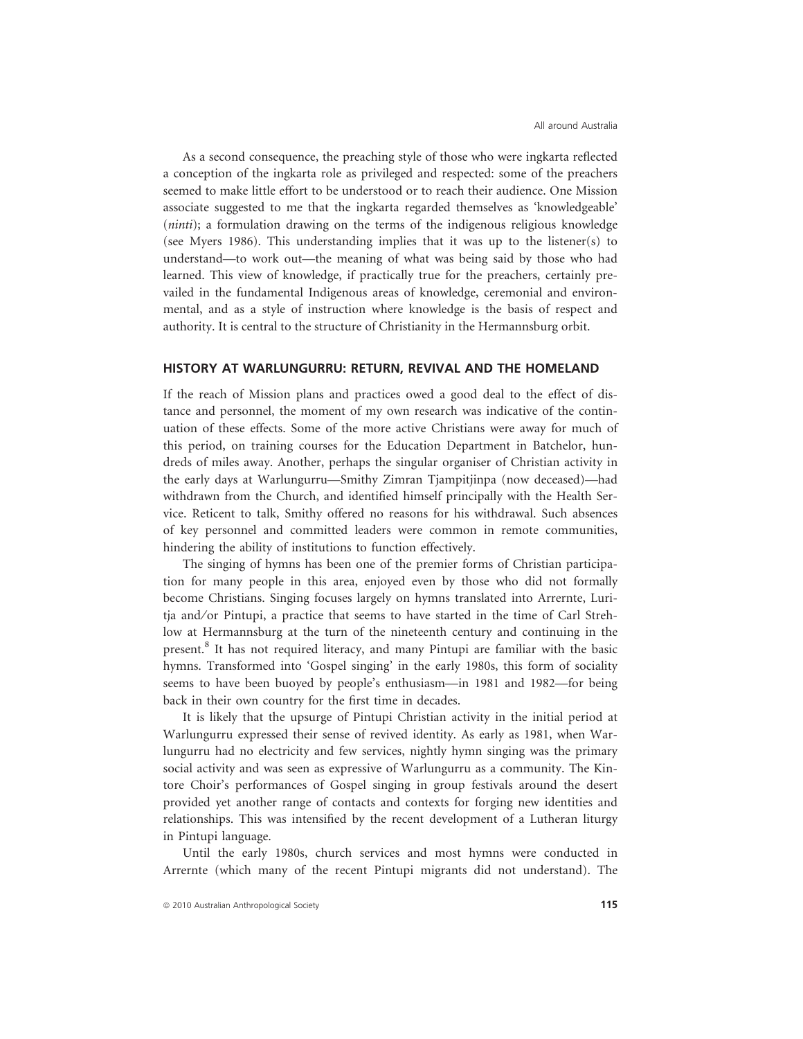As a second consequence, the preaching style of those who were ingkarta reflected a conception of the ingkarta role as privileged and respected: some of the preachers seemed to make little effort to be understood or to reach their audience. One Mission associate suggested to me that the ingkarta regarded themselves as 'knowledgeable' (*ninti*); a formulation drawing on the terms of the indigenous religious knowledge (see Myers 1986). This understanding implies that it was up to the listener(s) to understand—to work out—the meaning of what was being said by those who had learned. This view of knowledge, if practically true for the preachers, certainly prevailed in the fundamental Indigenous areas of knowledge, ceremonial and environmental, and as a style of instruction where knowledge is the basis of respect and authority. It is central to the structure of Christianity in the Hermannsburg orbit.

## HISTORY AT WARLUNGURRU: RETURN, REVIVAL AND THE HOMELAND

If the reach of Mission plans and practices owed a good deal to the effect of distance and personnel, the moment of my own research was indicative of the continuation of these effects. Some of the more active Christians were away for much of this period, on training courses for the Education Department in Batchelor, hundreds of miles away. Another, perhaps the singular organiser of Christian activity in the early days at Warlungurru—Smithy Zimran Tjampitjinpa (now deceased)—had withdrawn from the Church, and identified himself principally with the Health Service. Reticent to talk, Smithy offered no reasons for his withdrawal. Such absences of key personnel and committed leaders were common in remote communities, hindering the ability of institutions to function effectively.

The singing of hymns has been one of the premier forms of Christian participation for many people in this area, enjoyed even by those who did not formally become Christians. Singing focuses largely on hymns translated into Arrernte, Luritja and/or Pintupi, a practice that seems to have started in the time of Carl Strehlow at Hermannsburg at the turn of the nineteenth century and continuing in the present.[8] It has not required literacy, and many Pintupi are familiar with the basic hymns. Transformed into 'Gospel singing' in the early 1980s, this form of sociality seems to have been buoyed by people's enthusiasm—in 1981 and 1982—for being back in their own country for the first time in decades.

It is likely that the upsurge of Pintupi Christian activity in the initial period at Warlungurru expressed their sense of revived identity. As early as 1981, when Warlungurru had no electricity and few services, nightly hymn singing was the primary social activity and was seen as expressive of Warlungurru as a community. The Kintore Choir's performances of Gospel singing in group festivals around the desert provided yet another range of contacts and contexts for forging new identities and relationships. This was intensified by the recent development of a Lutheran liturgy in Pintupi language.

Until the early 1980s, church services and most hymns were conducted in Arrernte (which many of the recent Pintupi migrants did not understand). The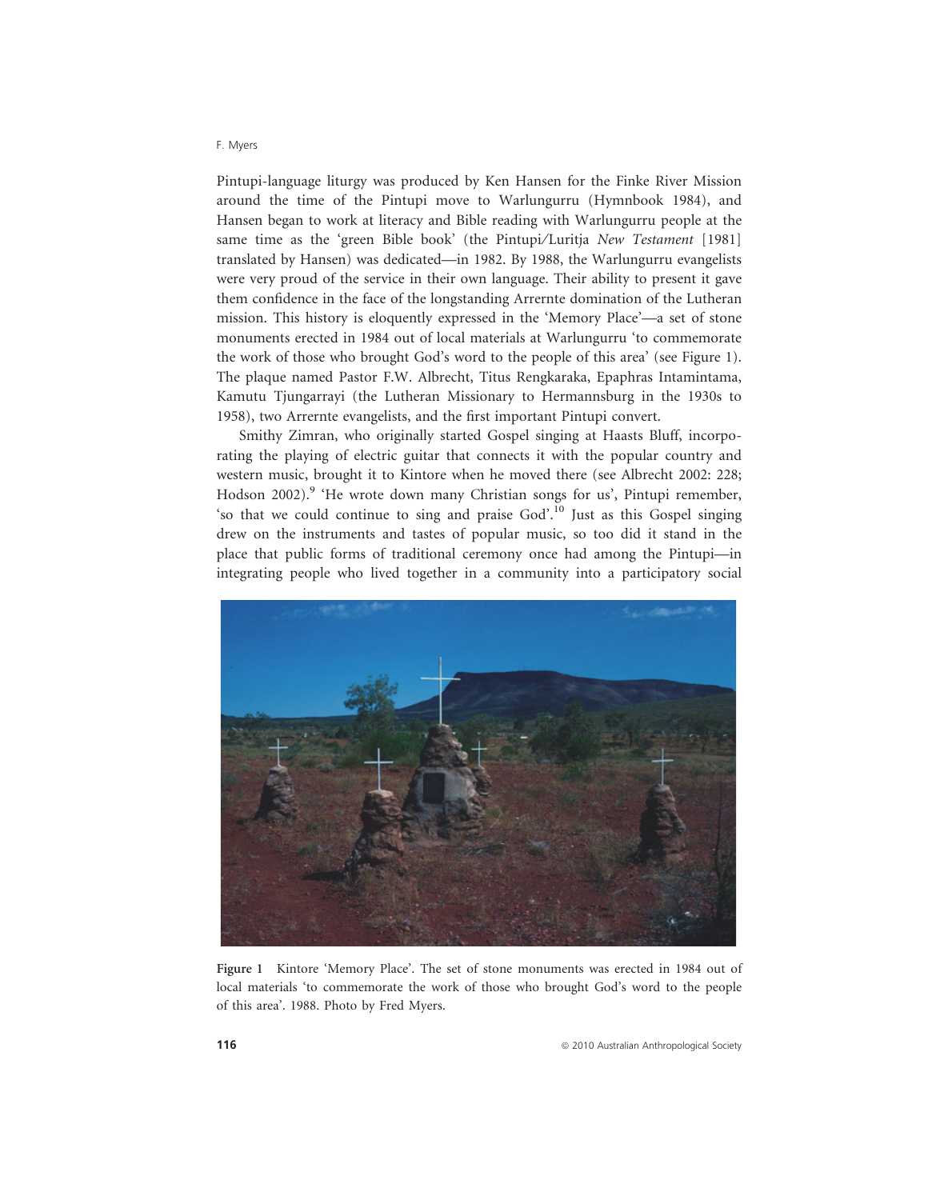Pintupi-language liturgy was produced by Ken Hansen for the Finke River Mission around the time of the Pintupi move to Warlungurru (Hymnbook 1984), and Hansen began to work at literacy and Bible reading with Warlungurru people at the same time as the 'green Bible book' (the Pintupi/Luritja *New Testament* [1981] translated by Hansen) was dedicated—in 1982. By 1988, the Warlungurru evangelists were very proud of the service in their own language. Their ability to present it gave them confidence in the face of the longstanding Arrernte domination of the Lutheran mission. This history is eloquently expressed in the 'Memory Place'—a set of stone monuments erected in 1984 out of local materials at Warlungurru 'to commemorate the work of those who brought God's word to the people of this area' (see Figure 1). The plaque named Pastor F.W. Albrecht, Titus Rengkaraka, Epaphras Intamintama, Kamutu Tjungarrayi (the Lutheran Missionary to Hermannsburg in the 1930s to 1958), two Arrernte evangelists, and the first important Pintupi convert.

Smithy Zimran, who originally started Gospel singing at Haasts Bluff, incorporating the playing of electric guitar that connects it with the popular country and western music, brought it to Kintore when he moved there (see Albrecht 2002: 228; Hodson 2002).[9] 'He wrote down many Christian songs for us', Pintupi remember, 'so that we could continue to sing and praise God'.[10] Just as this Gospel singing drew on the instruments and tastes of popular music, so too did it stand in the place that public forms of traditional ceremony once had among the Pintupi—in integrating people who lived together in a community into a participatory social

**Figure 1** Kintore 'Memory Place'. The set of stone monuments was erected in 1984 out of local materials 'to commemorate the work of those who brought God's word to the people of this area'. 1988. Photo by Fred Myers.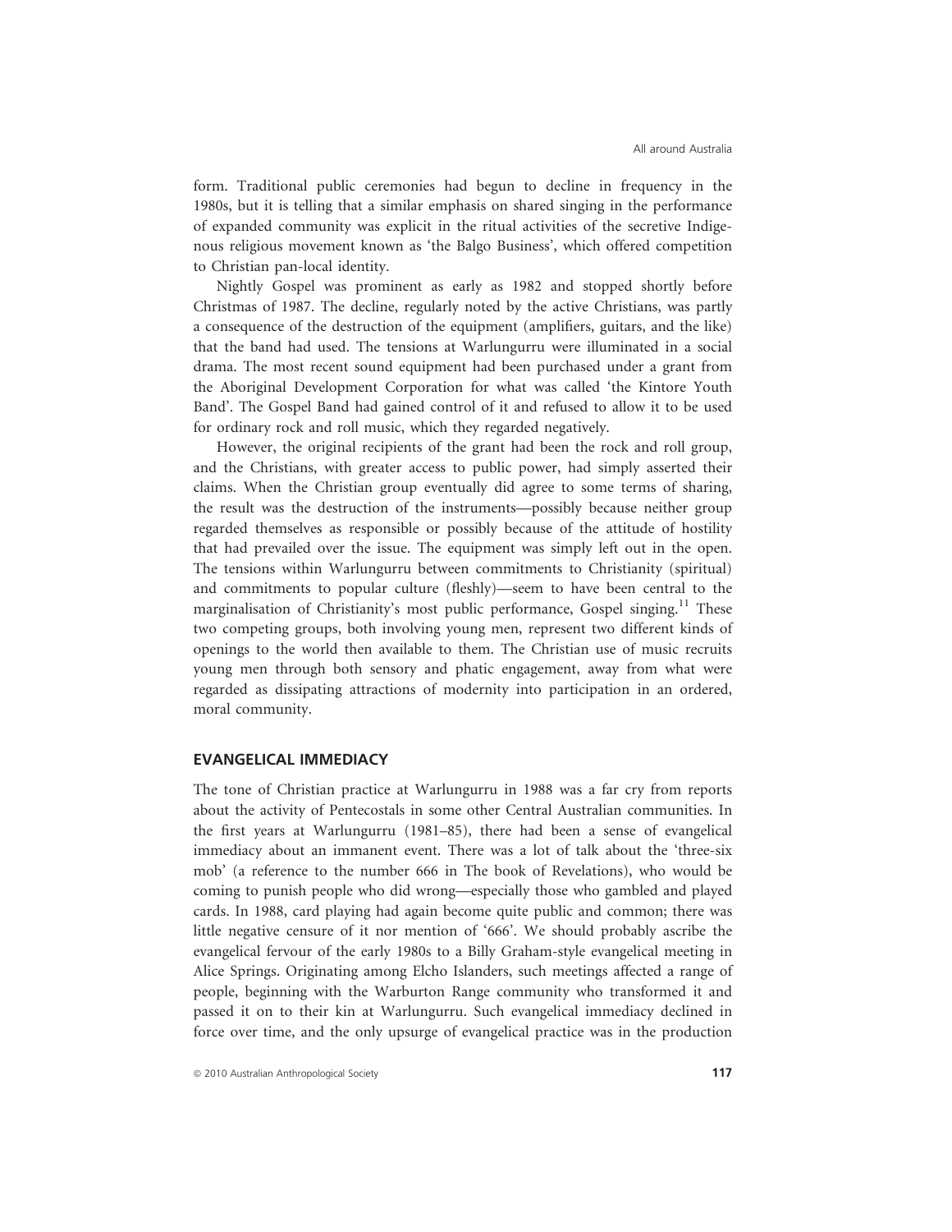form. Traditional public ceremonies had begun to decline in frequency in the 1980s, but it is telling that a similar emphasis on shared singing in the performance of expanded community was explicit in the ritual activities of the secretive Indigenous religious movement known as 'the Balgo Business', which offered competition to Christian pan-local identity.

Nightly Gospel was prominent as early as 1982 and stopped shortly before Christmas of 1987. The decline, regularly noted by the active Christians, was partly a consequence of the destruction of the equipment (amplifiers, guitars, and the like) that the band had used. The tensions at Warlungurru were illuminated in a social drama. The most recent sound equipment had been purchased under a grant from the Aboriginal Development Corporation for what was called 'the Kintore Youth Band'. The Gospel Band had gained control of it and refused to allow it to be used for ordinary rock and roll music, which they regarded negatively.

However, the original recipients of the grant had been the rock and roll group, and the Christians, with greater access to public power, had simply asserted their claims. When the Christian group eventually did agree to some terms of sharing, the result was the destruction of the instruments—possibly because neither group regarded themselves as responsible or possibly because of the attitude of hostility that had prevailed over the issue. The equipment was simply left out in the open. The tensions within Warlungurru between commitments to Christianity (spiritual) and commitments to popular culture (fleshly)—seem to have been central to the marginalisation of Christianity's most public performance, Gospel singing.[11] These two competing groups, both involving young men, represent two different kinds of openings to the world then available to them. The Christian use of music recruits young men through both sensory and phatic engagement, away from what were regarded as dissipating attractions of modernity into participation in an ordered, moral community.

## EVANGELICAL IMMEDIACY

The tone of Christian practice at Warlungurru in 1988 was a far cry from reports about the activity of Pentecostals in some other Central Australian communities. In the first years at Warlungurru (1981–85), there had been a sense of evangelical immediacy about an immanent event. There was a lot of talk about the 'three-six mob' (a reference to the number 666 in The book of Revelations), who would be coming to punish people who did wrong—especially those who gambled and played cards. In 1988, card playing had again become quite public and common; there was little negative censure of it nor mention of '666'. We should probably ascribe the evangelical fervour of the early 1980s to a Billy Graham-style evangelical meeting in Alice Springs. Originating among Elcho Islanders, such meetings affected a range of people, beginning with the Warburton Range community who transformed it and passed it on to their kin at Warlungurru. Such evangelical immediacy declined in force over time, and the only upsurge of evangelical practice was in the production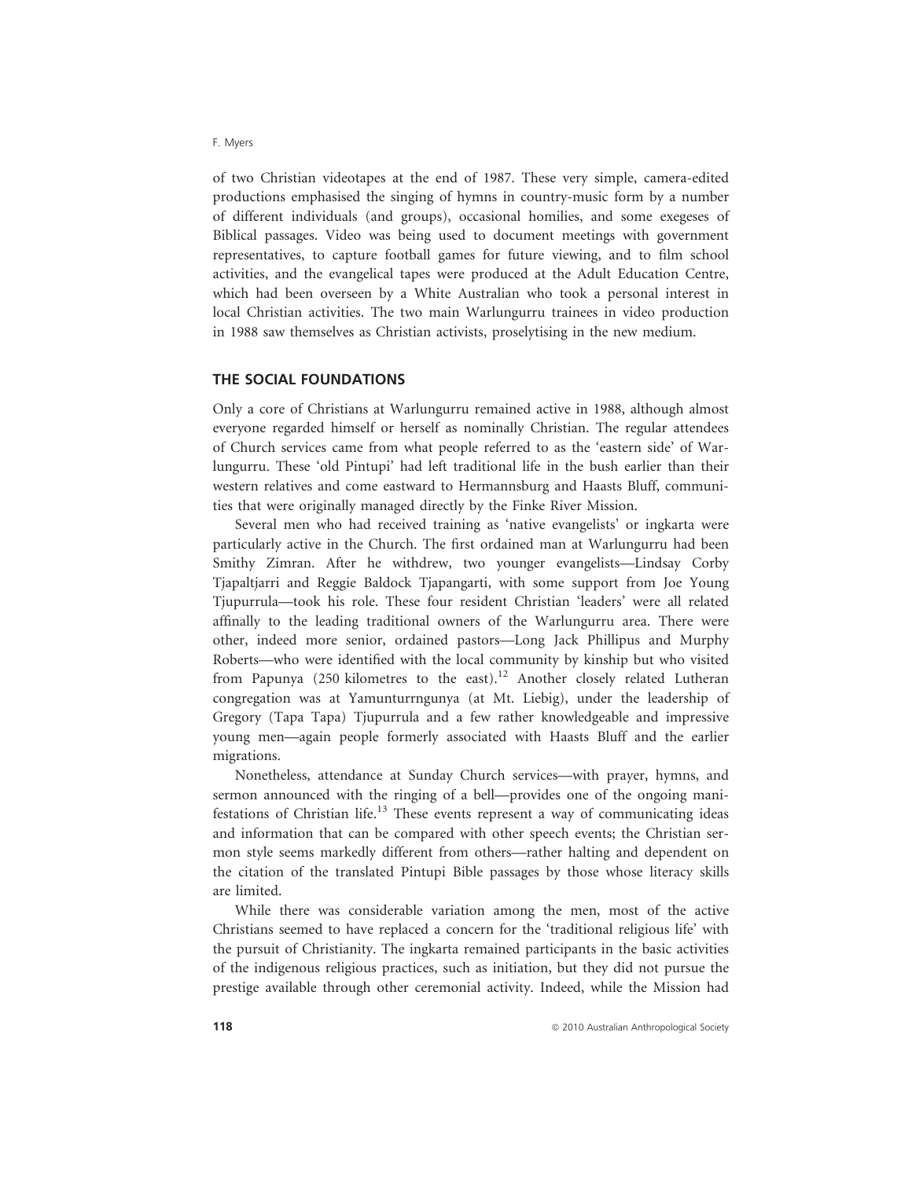of two Christian videotapes at the end of 1987. These very simple, camera-edited productions emphasised the singing of hymns in country-music form by a number of different individuals (and groups), occasional homilies, and some exegeses of Biblical passages. Video was being used to document meetings with government representatives, to capture football games for future viewing, and to film school activities, and the evangelical tapes were produced at the Adult Education Centre, which had been overseen by a White Australian who took a personal interest in local Christian activities. The two main Warlungurru trainees in video production in 1988 saw themselves as Christian activists, proselytising in the new medium.

## THE SOCIAL FOUNDATIONS

Only a core of Christians at Warlungurru remained active in 1988, although almost everyone regarded himself or herself as nominally Christian. The regular attendees of Church services came from what people referred to as the 'eastern side' of Warlungurru. These 'old Pintupi' had left traditional life in the bush earlier than their western relatives and come eastward to Hermannsburg and Haasts Bluff, communities that were originally managed directly by the Finke River Mission.

Several men who had received training as 'native evangelists' or ingkarta were particularly active in the Church. The first ordained man at Warlungurru had been Smithy Zimran. After he withdrew, two younger evangelists—Lindsay Corby Tjapaltjarri and Reggie Baldock Tjapangarti, with some support from Joe Young Tjupurrula—took his role. These four resident Christian 'leaders' were all related affinally to the leading traditional owners of the Warlungurru area. There were other, indeed more senior, ordained pastors—Long Jack Phillipus and Murphy Roberts—who were identified with the local community by kinship but who visited from Papunya (250 kilometres to the east).[12] Another closely related Lutheran congregation was at Yamunturrngunya (at Mt. Liebig), under the leadership of Gregory (Tapa Tapa) Tjupurrula and a few rather knowledgeable and impressive young men—again people formerly associated with Haasts Bluff and the earlier migrations.

Nonetheless, attendance at Sunday Church services—with prayer, hymns, and sermon announced with the ringing of a bell—provides one of the ongoing manifestations of Christian life.[13] These events represent a way of communicating ideas and information that can be compared with other speech events; the Christian sermon style seems markedly different from others—rather halting and dependent on the citation of the translated Pintupi Bible passages by those whose literacy skills are limited.

While there was considerable variation among the men, most of the active Christians seemed to have replaced a concern for the 'traditional religious life' with the pursuit of Christianity. The ingkarta remained participants in the basic activities of the indigenous religious practices, such as initiation, but they did not pursue the prestige available through other ceremonial activity. Indeed, while the Mission had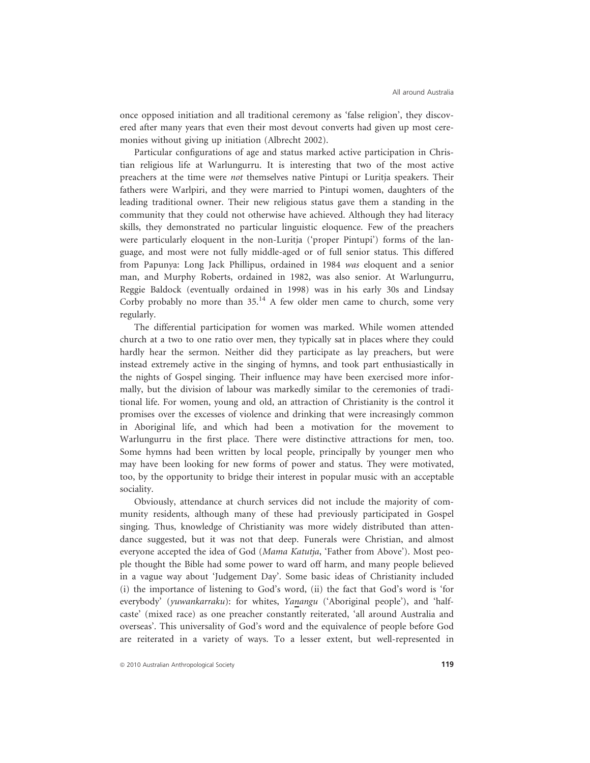once opposed initiation and all traditional ceremony as 'false religion', they discovered after many years that even their most devout converts had given up most ceremonies without giving up initiation (Albrecht 2002).

Particular configurations of age and status marked active participation in Christian religious life at Warlungurru. It is interesting that two of the most active preachers at the time were *not* themselves native Pintupi or Luritja speakers. Their fathers were Warlpiri, and they were married to Pintupi women, daughters of the leading traditional owner. Their new religious status gave them a standing in the community that they could not otherwise have achieved. Although they had literacy skills, they demonstrated no particular linguistic eloquence. Few of the preachers were particularly eloquent in the non-Luritja ('proper Pintupi') forms of the language, and most were not fully middle-aged or of full senior status. This differed from Papunya: Long Jack Phillipus, ordained in 1984 *was* eloquent and a senior man, and Murphy Roberts, ordained in 1982, was also senior. At Warlungurru, Reggie Baldock (eventually ordained in 1998) was in his early 30s and Lindsay Corby probably no more than 35.[14] A few older men came to church, some very regularly.

The differential participation for women was marked. While women attended church at a two to one ratio over men, they typically sat in places where they could hardly hear the sermon. Neither did they participate as lay preachers, but were instead extremely active in the singing of hymns, and took part enthusiastically in the nights of Gospel singing. Their influence may have been exercised more informally, but the division of labour was markedly similar to the ceremonies of traditional life. For women, young and old, an attraction of Christianity is the control it promises over the excesses of violence and drinking that were increasingly common in Aboriginal life, and which had been a motivation for the movement to Warlungurru in the first place. There were distinctive attractions for men, too. Some hymns had been written by local people, principally by younger men who may have been looking for new forms of power and status. They were motivated, too, by the opportunity to bridge their interest in popular music with an acceptable sociality.

Obviously, attendance at church services did not include the majority of community residents, although many of these had previously participated in Gospel singing. Thus, knowledge of Christianity was more widely distributed than attendance suggested, but it was not that deep. Funerals were Christian, and almost everyone accepted the idea of God (*Mama Katutja*, 'Father from Above'). Most people thought the Bible had some power to ward off harm, and many people believed in a vague way about 'Judgement Day'. Some basic ideas of Christianity included (i) the importance of listening to God's word, (ii) the fact that God's word is 'for everybody' (*yuwankarraku*): for whites, *Yan̲angu* ('Aboriginal people'), and 'half-caste' (mixed race) as one preacher constantly reiterated, 'all around Australia and overseas'. This universality of God's word and the equivalence of people before God are reiterated in a variety of ways. To a lesser extent, but well-represented in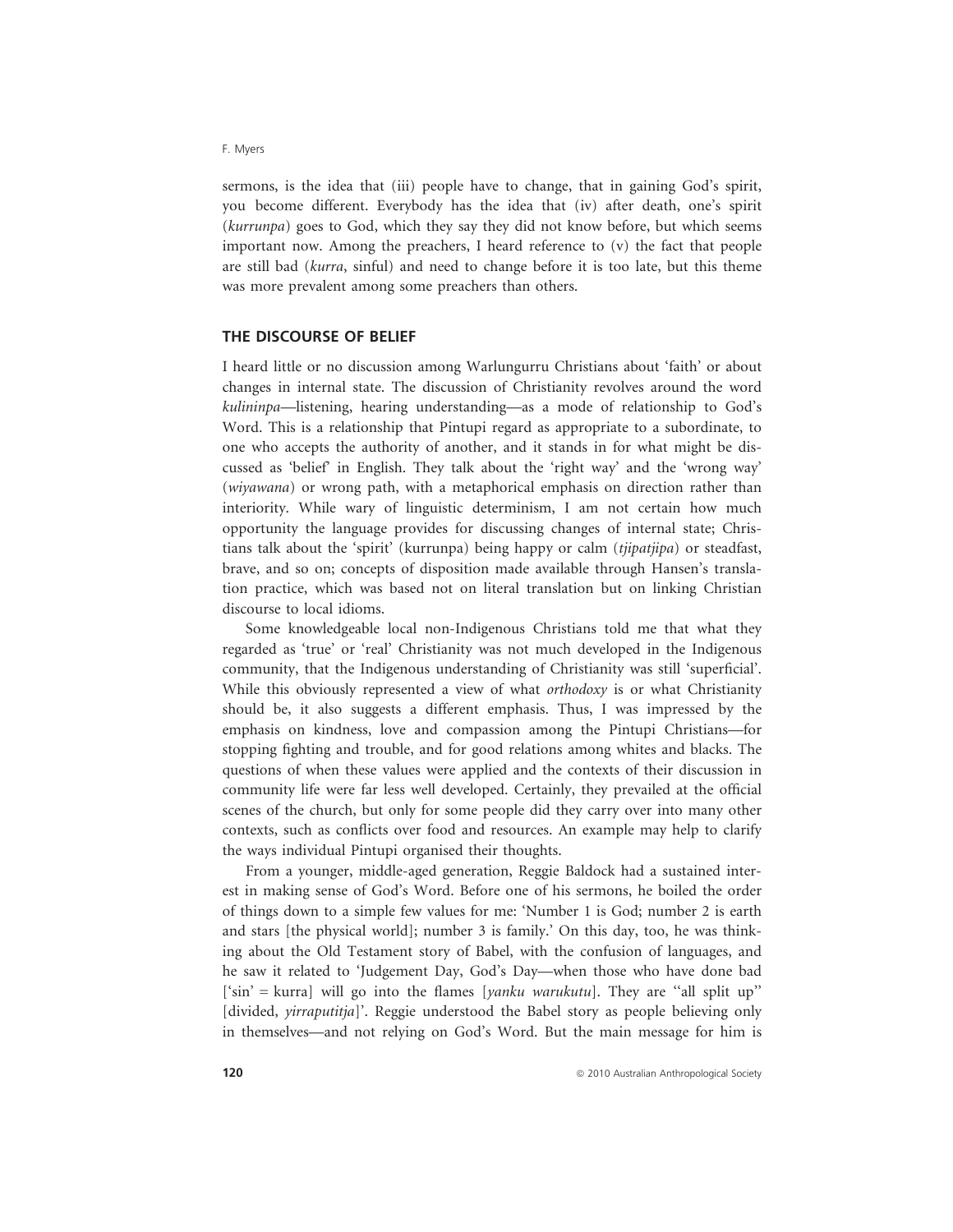sermons, is the idea that (iii) people have to change, that in gaining God's spirit, you become different. Everybody has the idea that (iv) after death, one's spirit (*kurrunpa*) goes to God, which they say they did not know before, but which seems important now. Among the preachers, I heard reference to (v) the fact that people are still bad (*kurra*, sinful) and need to change before it is too late, but this theme was more prevalent among some preachers than others.

## THE DISCOURSE OF BELIEF

I heard little or no discussion among Warlungurru Christians about 'faith' or about changes in internal state. The discussion of Christianity revolves around the word *kulininpa*—listening, hearing understanding—as a mode of relationship to God's Word. This is a relationship that Pintupi regard as appropriate to a subordinate, to one who accepts the authority of another, and it stands in for what might be discussed as 'belief' in English. They talk about the 'right way' and the 'wrong way' (*wiyawana*) or wrong path, with a metaphorical emphasis on direction rather than interiority. While wary of linguistic determinism, I am not certain how much opportunity the language provides for discussing changes of internal state; Christians talk about the 'spirit' (kurrunpa) being happy or calm (*tjipatjipa*) or steadfast, brave, and so on; concepts of disposition made available through Hansen's translation practice, which was based not on literal translation but on linking Christian discourse to local idioms.

Some knowledgeable local non-Indigenous Christians told me that what they regarded as 'true' or 'real' Christianity was not much developed in the Indigenous community, that the Indigenous understanding of Christianity was still 'superficial'. While this obviously represented a view of what *orthodoxy* is or what Christianity should be, it also suggests a different emphasis. Thus, I was impressed by the emphasis on kindness, love and compassion among the Pintupi Christians—for stopping fighting and trouble, and for good relations among whites and blacks. The questions of when these values were applied and the contexts of their discussion in community life were far less well developed. Certainly, they prevailed at the official scenes of the church, but only for some people did they carry over into many other contexts, such as conflicts over food and resources. An example may help to clarify the ways individual Pintupi organised their thoughts.

From a younger, middle-aged generation, Reggie Baldock had a sustained interest in making sense of God's Word. Before one of his sermons, he boiled the order of things down to a simple few values for me: 'Number 1 is God; number 2 is earth and stars [the physical world]; number 3 is family.' On this day, too, he was thinking about the Old Testament story of Babel, with the confusion of languages, and he saw it related to 'Judgement Day, God's Day—when those who have done bad ['sin' = kurra] will go into the flames [*yanku warukutu*]. They are "all split up" [divided, *yirraputitja*]'. Reggie understood the Babel story as people believing only in themselves—and not relying on God's Word. But the main message for him is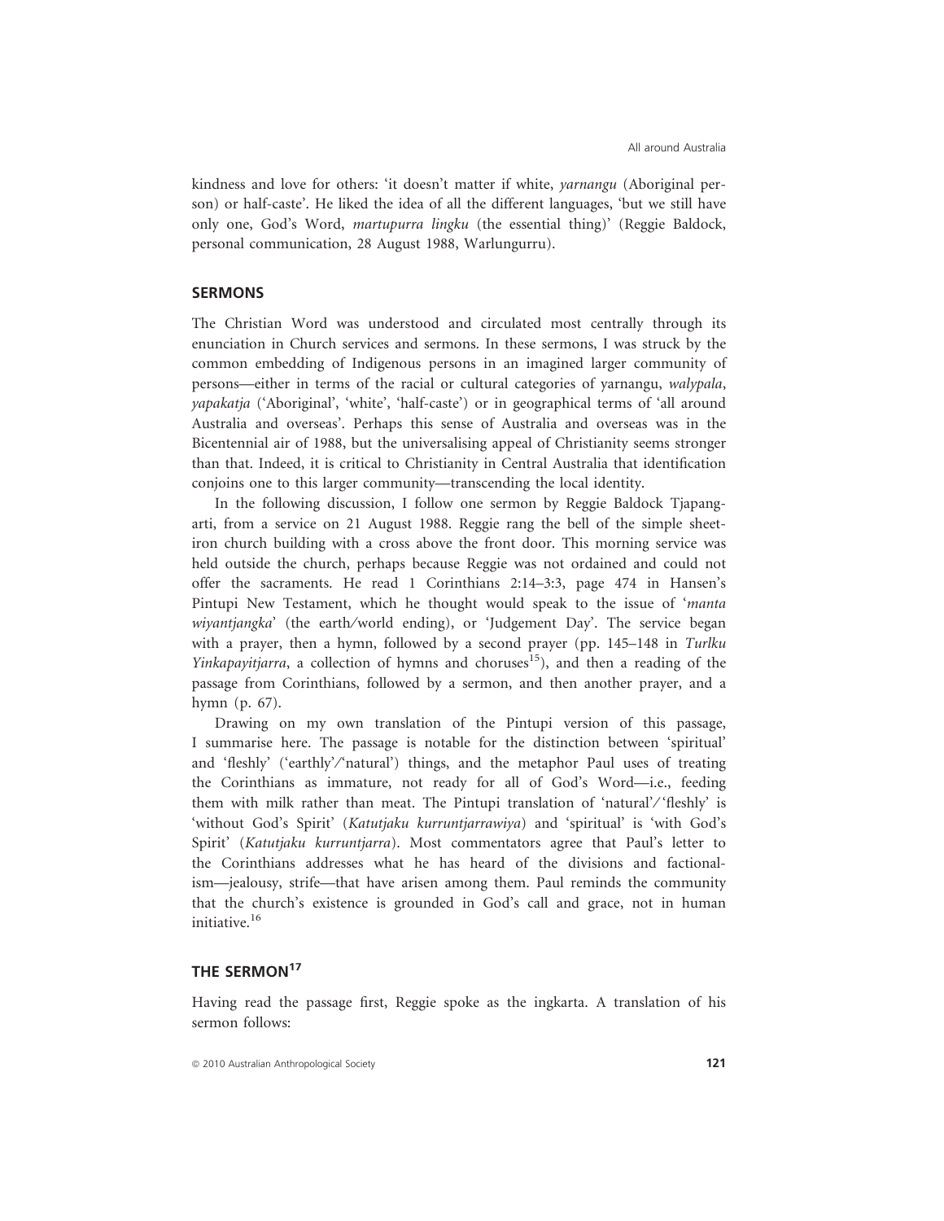kindness and love for others: 'it doesn't matter if white, *yarnangu* (Aboriginal person) or half-caste'. He liked the idea of all the different languages, 'but we still have only one, God's Word, *martupurra lingku* (the essential thing)' (Reggie Baldock, personal communication, 28 August 1988, Warlungurru).

## SERMONS

The Christian Word was understood and circulated most centrally through its enunciation in Church services and sermons. In these sermons, I was struck by the common embedding of Indigenous persons in an imagined larger community of persons—either in terms of the racial or cultural categories of yarnangu, *walypala*, *yapakatja* ('Aboriginal', 'white', 'half-caste') or in geographical terms of 'all around Australia and overseas'. Perhaps this sense of Australia and overseas was in the Bicentennial air of 1988, but the universalising appeal of Christianity seems stronger than that. Indeed, it is critical to Christianity in Central Australia that identification conjoins one to this larger community—transcending the local identity.

In the following discussion, I follow one sermon by Reggie Baldock Tjapangarti, from a service on 21 August 1988. Reggie rang the bell of the simple sheet-iron church building with a cross above the front door. This morning service was held outside the church, perhaps because Reggie was not ordained and could not offer the sacraments. He read 1 Corinthians 2:14–3:3, page 474 in Hansen's Pintupi New Testament, which he thought would speak to the issue of '*manta wiyantjangka*' (the earth/world ending), or 'Judgement Day'. The service began with a prayer, then a hymn, followed by a second prayer (pp. 145–148 in *Turlku Yinkapayitjarra*, a collection of hymns and choruses[15]), and then a reading of the passage from Corinthians, followed by a sermon, and then another prayer, and a hymn (p. 67).

Drawing on my own translation of the Pintupi version of this passage, I summarise here. The passage is notable for the distinction between 'spiritual' and 'fleshly' ('earthly'/'natural') things, and the metaphor Paul uses of treating the Corinthians as immature, not ready for all of God's Word—i.e., feeding them with milk rather than meat. The Pintupi translation of 'natural'/'fleshly' is 'without God's Spirit' (*Katutjaku kurruntjarrawiya*) and 'spiritual' is 'with God's Spirit' (*Katutjaku kurruntjarra*). Most commentators agree that Paul's letter to the Corinthians addresses what he has heard of the divisions and factionalism—jealousy, strife—that have arisen among them. Paul reminds the community that the church's existence is grounded in God's call and grace, not in human initiative.[16]

## THE SERMON[17]

Having read the passage first, Reggie spoke as the ingkarta. A translation of his sermon follows: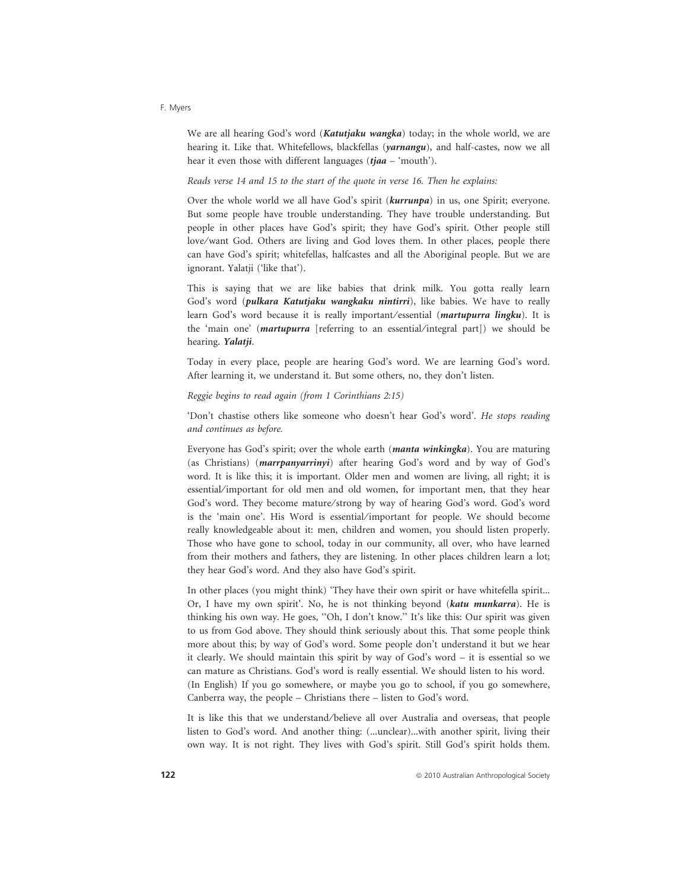We are all hearing God's word (***Katutjaku wangka***) today; in the whole world, we are hearing it. Like that. Whitefellows, blackfellas (***yarnangu***), and half-castes, now we all hear it even those with different languages (***tjaa*** – 'mouth').

*Reads verse 14 and 15 to the start of the quote in verse 16. Then he explains:*

Over the whole world we all have God's spirit (***kurrunpa***) in us, one Spirit; everyone. But some people have trouble understanding. They have trouble understanding. But people in other places have God's spirit; they have God's spirit. Other people still love/want God. Others are living and God loves them. In other places, people there can have God's spirit; whitefellas, halfcastes and all the Aboriginal people. But we are ignorant. Yalatji ('like that').

This is saying that we are like babies that drink milk. You gotta really learn God's word (***pulkara Katutjaku wangkaku nintirri***), like babies. We have to really learn God's word because it is really important/essential (***martupurra lingku***). It is the 'main one' (***martupurra*** [referring to an essential/integral part]) we should be hearing. ***Yalatji***.

Today in every place, people are hearing God's word. We are learning God's word. After learning it, we understand it. But some others, no, they don't listen.

*Reggie begins to read again (from 1 Corinthians 2:15)*

'Don't chastise others like someone who doesn't hear God's word'. *He stops reading and continues as before.*

Everyone has God's spirit; over the whole earth (***manta winkingka***). You are maturing (as Christians) (***marrpanyarrinyi***) after hearing God's word and by way of God's word. It is like this; it is important. Older men and women are living, all right; it is essential/important for old men and old women, for important men, that they hear God's word. They become mature/strong by way of hearing God's word. God's word is the 'main one'. His Word is essential/important for people. We should become really knowledgeable about it: men, children and women, you should listen properly. Those who have gone to school, today in our community, all over, who have learned from their mothers and fathers, they are listening. In other places children learn a lot; they hear God's word. And they also have God's spirit.

In other places (you might think) 'They have their own spirit or have whitefella spirit... Or, I have my own spirit'. No, he is not thinking beyond (***katu munkarra***). He is thinking his own way. He goes, ''Oh, I don't know.'' It's like this: Our spirit was given to us from God above. They should think seriously about this. That some people think more about this; by way of God's word. Some people don't understand it but we hear it clearly. We should maintain this spirit by way of God's word – it is essential so we can mature as Christians. God's word is really essential. We should listen to his word. (In English) If you go somewhere, or maybe you go to school, if you go somewhere, Canberra way, the people – Christians there – listen to God's word.

It is like this that we understand/believe all over Australia and overseas, that people listen to God's word. And another thing: (...unclear)...with another spirit, living their own way. It is not right. They lives with God's spirit. Still God's spirit holds them.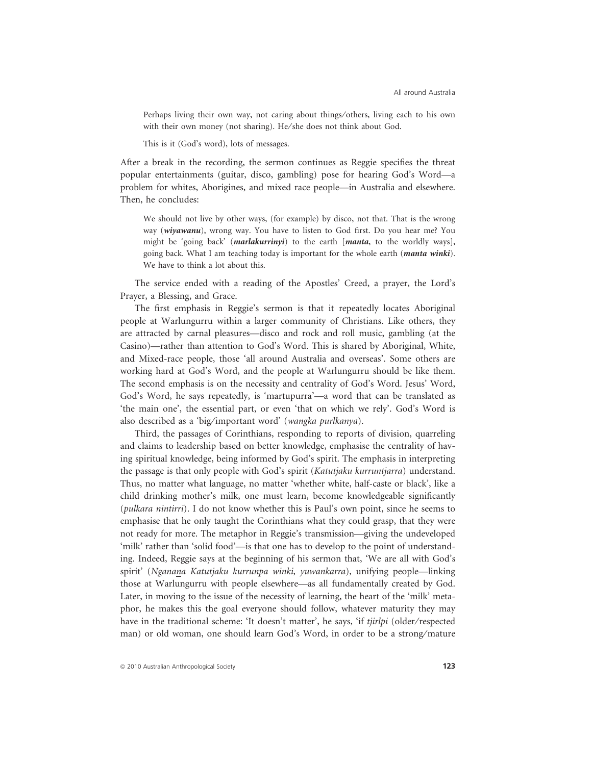> Perhaps living their own way, not caring about things/others, living each to his own with their own money (not sharing). He/she does not think about God.
>
> This is it (God's word), lots of messages.

After a break in the recording, the sermon continues as Reggie specifies the threat popular entertainments (guitar, disco, gambling) pose for hearing God's Word—a problem for whites, Aborigines, and mixed race people—in Australia and elsewhere. Then, he concludes:

> We should not live by other ways, (for example) by disco, not that. That is the wrong way (***wiyawanu***), wrong way. You have to listen to God first. Do you hear me? You might be 'going back' (***marlakurrinyi***) to the earth [***manta***, to the worldly ways], going back. What I am teaching today is important for the whole earth (***manta winki***). We have to think a lot about this.

The service ended with a reading of the Apostles' Creed, a prayer, the Lord's Prayer, a Blessing, and Grace.

The first emphasis in Reggie's sermon is that it repeatedly locates Aboriginal people at Warlungurru within a larger community of Christians. Like others, they are attracted by carnal pleasures—disco and rock and roll music, gambling (at the Casino)—rather than attention to God's Word. This is shared by Aboriginal, White, and Mixed-race people, those 'all around Australia and overseas'. Some others are working hard at God's Word, and the people at Warlungurru should be like them. The second emphasis is on the necessity and centrality of God's Word. Jesus' Word, God's Word, he says repeatedly, is 'martupurra'—a word that can be translated as 'the main one', the essential part, or even 'that on which we rely'. God's Word is also described as a 'big/important word' (*wangka purlkanya*).

Third, the passages of Corinthians, responding to reports of division, quarreling and claims to leadership based on better knowledge, emphasise the centrality of having spiritual knowledge, being informed by God's spirit. The emphasis in interpreting the passage is that only people with God's spirit (*Katutjaku kurruntjarra*) understand. Thus, no matter what language, no matter 'whether white, half-caste or black', like a child drinking mother's milk, one must learn, become knowledgeable significantly (*pulkara nintirri*). I do not know whether this is Paul's own point, since he seems to emphasise that he only taught the Corinthians what they could grasp, that they were not ready for more. The metaphor in Reggie's transmission—giving the undeveloped 'milk' rather than 'solid food'—is that one has to develop to the point of understanding. Indeed, Reggie says at the beginning of his sermon that, 'We are all with God's spirit' (*Ngananа Katutjaku kurrunpa winki, yuwankarra*), unifying people—linking those at Warlungurru with people elsewhere—as all fundamentally created by God. Later, in moving to the issue of the necessity of learning, the heart of the 'milk' metaphor, he makes this the goal everyone should follow, whatever maturity they may have in the traditional scheme: 'It doesn't matter', he says, 'if *tjirlpi* (older/respected man) or old woman, one should learn God's Word, in order to be a strong/mature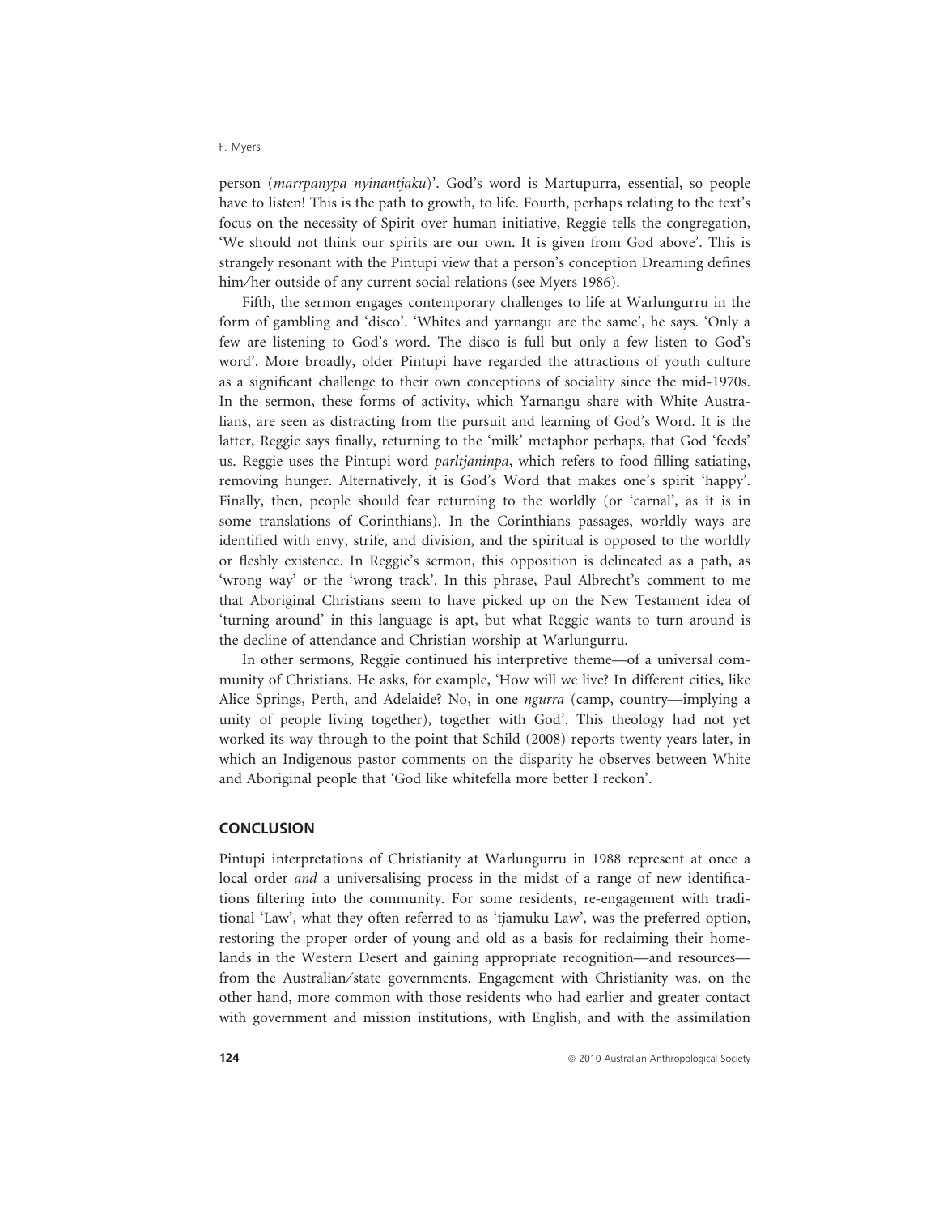person (*marrpanypa nyinantjaku*)'. God's word is Martupurra, essential, so people have to listen! This is the path to growth, to life. Fourth, perhaps relating to the text's focus on the necessity of Spirit over human initiative, Reggie tells the congregation, 'We should not think our spirits are our own. It is given from God above'. This is strangely resonant with the Pintupi view that a person's conception Dreaming defines him/her outside of any current social relations (see Myers 1986).

Fifth, the sermon engages contemporary challenges to life at Warlungurru in the form of gambling and 'disco'. 'Whites and yarnangu are the same', he says. 'Only a few are listening to God's word. The disco is full but only a few listen to God's word'. More broadly, older Pintupi have regarded the attractions of youth culture as a significant challenge to their own conceptions of sociality since the mid-1970s. In the sermon, these forms of activity, which Yarnangu share with White Australians, are seen as distracting from the pursuit and learning of God's Word. It is the latter, Reggie says finally, returning to the 'milk' metaphor perhaps, that God 'feeds' us. Reggie uses the Pintupi word *parltjaninpa*, which refers to food filling satiating, removing hunger. Alternatively, it is God's Word that makes one's spirit 'happy'. Finally, then, people should fear returning to the worldly (or 'carnal', as it is in some translations of Corinthians). In the Corinthians passages, worldly ways are identified with envy, strife, and division, and the spiritual is opposed to the worldly or fleshly existence. In Reggie's sermon, this opposition is delineated as a path, as 'wrong way' or the 'wrong track'. In this phrase, Paul Albrecht's comment to me that Aboriginal Christians seem to have picked up on the New Testament idea of 'turning around' in this language is apt, but what Reggie wants to turn around is the decline of attendance and Christian worship at Warlungurru.

In other sermons, Reggie continued his interpretive theme—of a universal community of Christians. He asks, for example, 'How will we live? In different cities, like Alice Springs, Perth, and Adelaide? No, in one *ngurra* (camp, country—implying a unity of people living together), together with God'. This theology had not yet worked its way through to the point that Schild (2008) reports twenty years later, in which an Indigenous pastor comments on the disparity he observes between White and Aboriginal people that 'God like whitefella more better I reckon'.

## CONCLUSION

Pintupi interpretations of Christianity at Warlungurru in 1988 represent at once a local order *and* a universalising process in the midst of a range of new identifications filtering into the community. For some residents, re-engagement with traditional 'Law', what they often referred to as 'tjamuku Law', was the preferred option, restoring the proper order of young and old as a basis for reclaiming their homelands in the Western Desert and gaining appropriate recognition—and resources—from the Australian/state governments. Engagement with Christianity was, on the other hand, more common with those residents who had earlier and greater contact with government and mission institutions, with English, and with the assimilation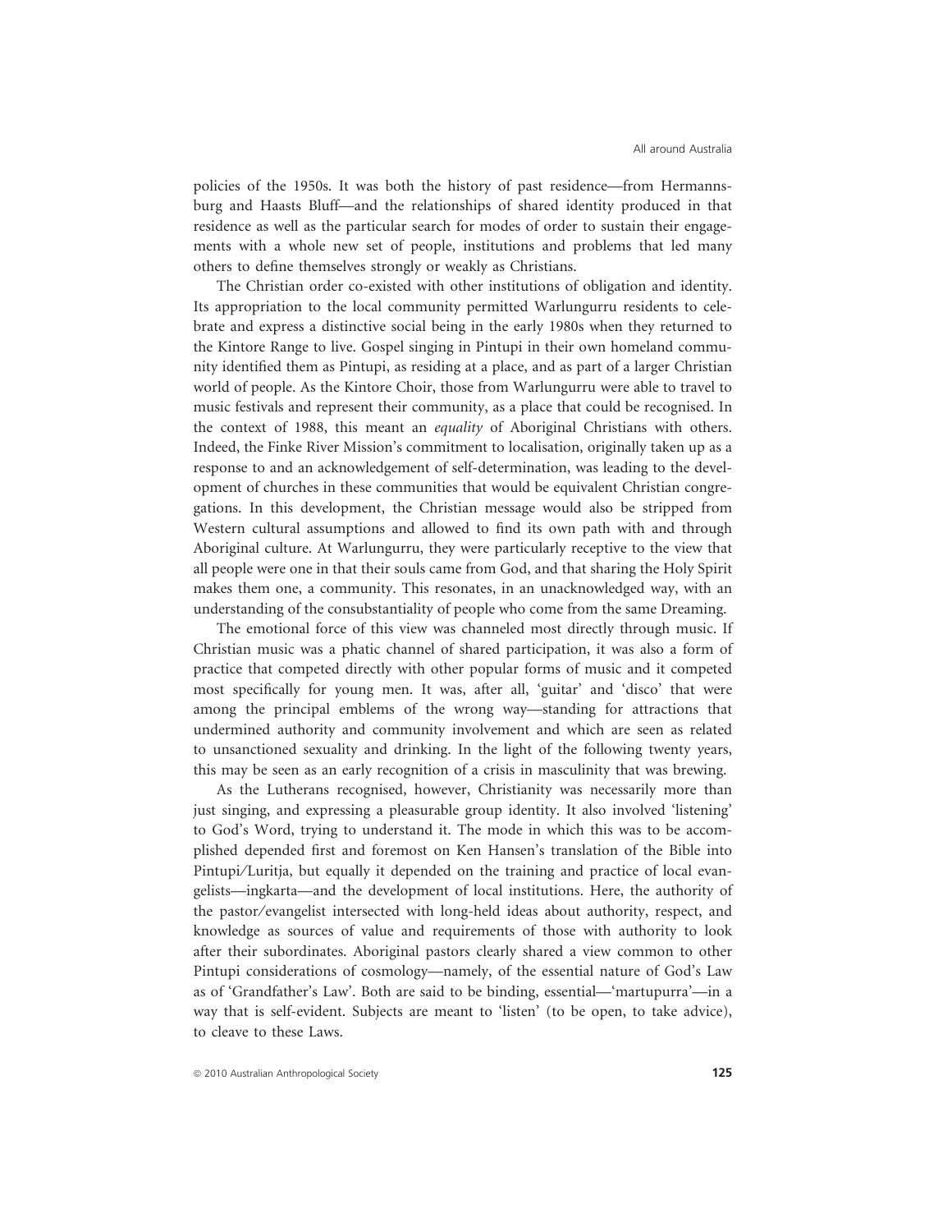policies of the 1950s. It was both the history of past residence—from Hermannsburg and Haasts Bluff—and the relationships of shared identity produced in that residence as well as the particular search for modes of order to sustain their engagements with a whole new set of people, institutions and problems that led many others to define themselves strongly or weakly as Christians.

The Christian order co-existed with other institutions of obligation and identity. Its appropriation to the local community permitted Warlungurru residents to celebrate and express a distinctive social being in the early 1980s when they returned to the Kintore Range to live. Gospel singing in Pintupi in their own homeland community identified them as Pintupi, as residing at a place, and as part of a larger Christian world of people. As the Kintore Choir, those from Warlungurru were able to travel to music festivals and represent their community, as a place that could be recognised. In the context of 1988, this meant an *equality* of Aboriginal Christians with others. Indeed, the Finke River Mission's commitment to localisation, originally taken up as a response to and an acknowledgement of self-determination, was leading to the development of churches in these communities that would be equivalent Christian congregations. In this development, the Christian message would also be stripped from Western cultural assumptions and allowed to find its own path with and through Aboriginal culture. At Warlungurru, they were particularly receptive to the view that all people were one in that their souls came from God, and that sharing the Holy Spirit makes them one, a community. This resonates, in an unacknowledged way, with an understanding of the consubstantiality of people who come from the same Dreaming.

The emotional force of this view was channeled most directly through music. If Christian music was a phatic channel of shared participation, it was also a form of practice that competed directly with other popular forms of music and it competed most specifically for young men. It was, after all, 'guitar' and 'disco' that were among the principal emblems of the wrong way—standing for attractions that undermined authority and community involvement and which are seen as related to unsanctioned sexuality and drinking. In the light of the following twenty years, this may be seen as an early recognition of a crisis in masculinity that was brewing.

As the Lutherans recognised, however, Christianity was necessarily more than just singing, and expressing a pleasurable group identity. It also involved 'listening' to God's Word, trying to understand it. The mode in which this was to be accomplished depended first and foremost on Ken Hansen's translation of the Bible into Pintupi/Luritja, but equally it depended on the training and practice of local evangelists—ingkarta—and the development of local institutions. Here, the authority of the pastor/evangelist intersected with long-held ideas about authority, respect, and knowledge as sources of value and requirements of those with authority to look after their subordinates. Aboriginal pastors clearly shared a view common to other Pintupi considerations of cosmology—namely, of the essential nature of God's Law as of 'Grandfather's Law'. Both are said to be binding, essential—'martupurra'—in a way that is self-evident. Subjects are meant to 'listen' (to be open, to take advice), to cleave to these Laws.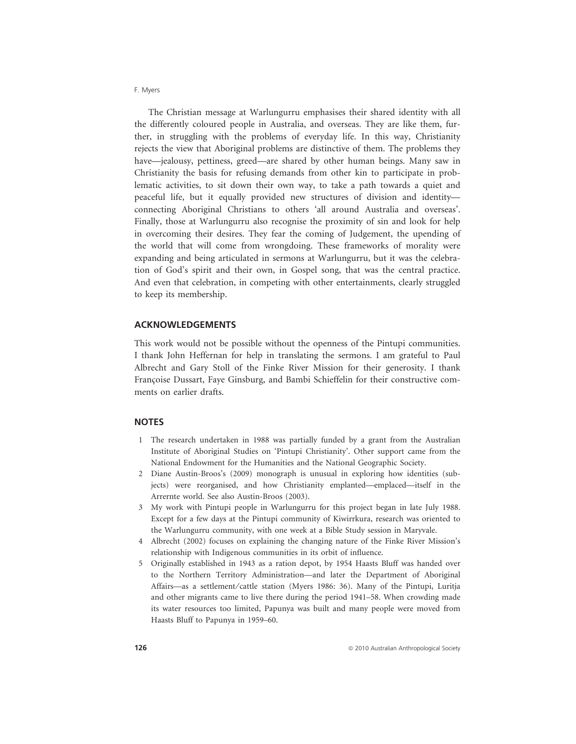The Christian message at Warlungurru emphasises their shared identity with all the differently coloured people in Australia, and overseas. They are like them, further, in struggling with the problems of everyday life. In this way, Christianity rejects the view that Aboriginal problems are distinctive of them. The problems they have—jealousy, pettiness, greed—are shared by other human beings. Many saw in Christianity the basis for refusing demands from other kin to participate in problematic activities, to sit down their own way, to take a path towards a quiet and peaceful life, but it equally provided new structures of division and identity—connecting Aboriginal Christians to others 'all around Australia and overseas'. Finally, those at Warlungurru also recognise the proximity of sin and look for help in overcoming their desires. They fear the coming of Judgement, the upending of the world that will come from wrongdoing. These frameworks of morality were expanding and being articulated in sermons at Warlungurru, but it was the celebration of God's spirit and their own, in Gospel song, that was the central practice. And even that celebration, in competing with other entertainments, clearly struggled to keep its membership.

## ACKNOWLEDGEMENTS

This work would not be possible without the openness of the Pintupi communities. I thank John Heffernan for help in translating the sermons. I am grateful to Paul Albrecht and Gary Stoll of the Finke River Mission for their generosity. I thank Françoise Dussart, Faye Ginsburg, and Bambi Schieffelin for their constructive comments on earlier drafts.

## NOTES

1. The research undertaken in 1988 was partially funded by a grant from the Australian Institute of Aboriginal Studies on 'Pintupi Christianity'. Other support came from the National Endowment for the Humanities and the National Geographic Society.
2. Diane Austin-Broos's (2009) monograph is unusual in exploring how identities (subjects) were reorganised, and how Christianity emplanted—emplaced—itself in the Arrernte world. See also Austin-Broos (2003).
3. My work with Pintupi people in Warlungurru for this project began in late July 1988. Except for a few days at the Pintupi community of Kiwirrkura, research was oriented to the Warlungurru community, with one week at a Bible Study session in Maryvale.
4. Albrecht (2002) focuses on explaining the changing nature of the Finke River Mission's relationship with Indigenous communities in its orbit of influence.
5. Originally established in 1943 as a ration depot, by 1954 Haasts Bluff was handed over to the Northern Territory Administration—and later the Department of Aboriginal Affairs—as a settlement/cattle station (Myers 1986: 36). Many of the Pintupi, Luritja and other migrants came to live there during the period 1941–58. When crowding made its water resources too limited, Papunya was built and many people were moved from Haasts Bluff to Papunya in 1959–60.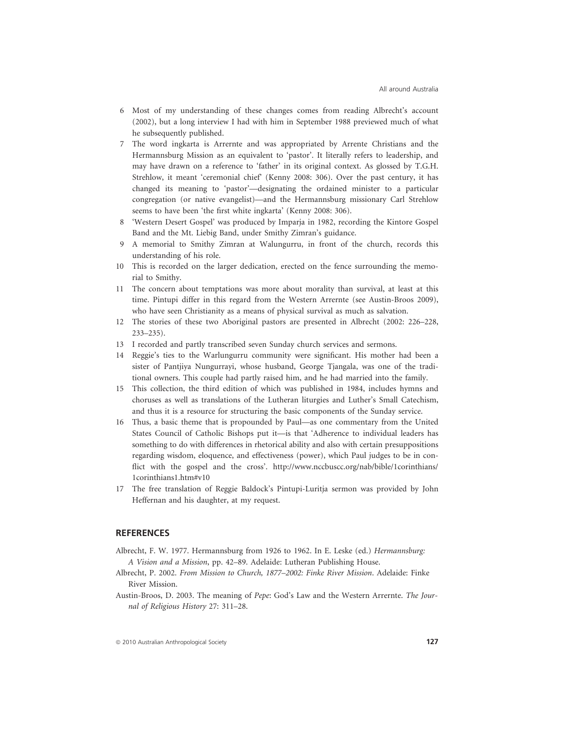6 Most of my understanding of these changes comes from reading Albrecht's account (2002), but a long interview I had with him in September 1988 previewed much of what he subsequently published.

7 The word ingkarta is Arrernte and was appropriated by Arrente Christians and the Hermannsburg Mission as an equivalent to 'pastor'. It literally refers to leadership, and may have drawn on a reference to 'father' in its original context. As glossed by T.G.H. Strehlow, it meant 'ceremonial chief' (Kenny 2008: 306). Over the past century, it has changed its meaning to 'pastor'—designating the ordained minister to a particular congregation (or native evangelist)—and the Hermannsburg missionary Carl Strehlow seems to have been 'the first white ingkarta' (Kenny 2008: 306).

8 'Western Desert Gospel' was produced by Imparja in 1982, recording the Kintore Gospel Band and the Mt. Liebig Band, under Smithy Zimran's guidance.

9 A memorial to Smithy Zimran at Walungurru, in front of the church, records this understanding of his role.

10 This is recorded on the larger dedication, erected on the fence surrounding the memorial to Smithy.

11 The concern about temptations was more about morality than survival, at least at this time. Pintupi differ in this regard from the Western Arrernte (see Austin-Broos 2009), who have seen Christianity as a means of physical survival as much as salvation.

12 The stories of these two Aboriginal pastors are presented in Albrecht (2002: 226–228, 233–235).

13 I recorded and partly transcribed seven Sunday church services and sermons.

14 Reggie's ties to the Warlungurru community were significant. His mother had been a sister of Pantjiya Nungurrayi, whose husband, George Tjangala, was one of the traditional owners. This couple had partly raised him, and he had married into the family.

15 This collection, the third edition of which was published in 1984, includes hymns and choruses as well as translations of the Lutheran liturgies and Luther's Small Catechism, and thus it is a resource for structuring the basic components of the Sunday service.

16 Thus, a basic theme that is propounded by Paul—as one commentary from the United States Council of Catholic Bishops put it—is that 'Adherence to individual leaders has something to do with differences in rhetorical ability and also with certain presuppositions regarding wisdom, eloquence, and effectiveness (power), which Paul judges to be in conflict with the gospel and the cross'. http://www.nccbuscc.org/nab/bible/1corinthians/1corinthians1.htm#v10

17 The free translation of Reggie Baldock's Pintupi-Luritja sermon was provided by John Heffernan and his daughter, at my request.

## REFERENCES

Albrecht, F. W. 1977. Hermannsburg from 1926 to 1962. In E. Leske (ed.) *Hermannsburg: A Vision and a Mission*, pp. 42–89. Adelaide: Lutheran Publishing House.

Albrecht, P. 2002. *From Mission to Church, 1877–2002: Finke River Mission*. Adelaide: Finke River Mission.

Austin-Broos, D. 2003. The meaning of *Pepe*: God's Law and the Western Arrernte. *The Journal of Religious History* 27: 311–28.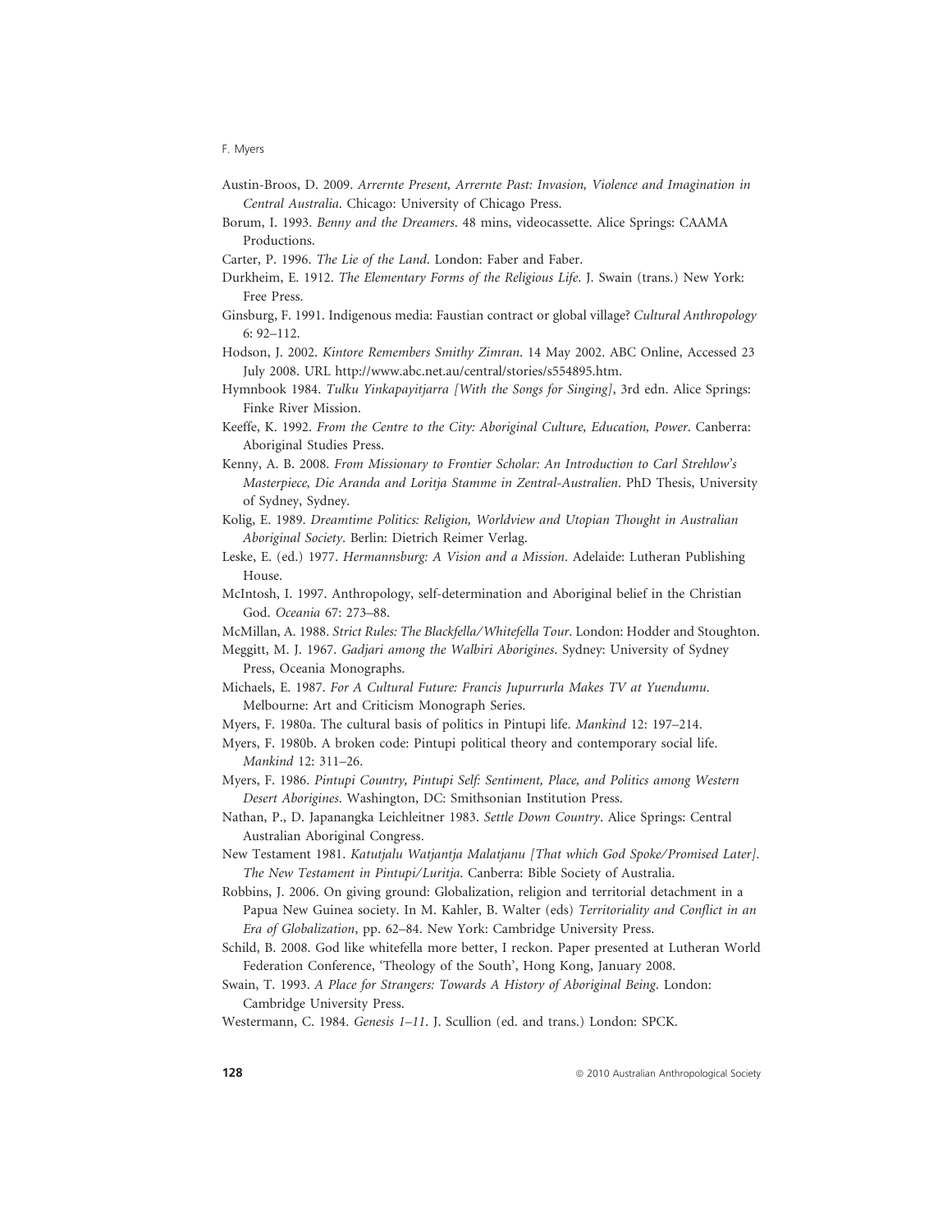Austin-Broos, D. 2009. *Arrernte Present, Arrernte Past: Invasion, Violence and Imagination in Central Australia*. Chicago: University of Chicago Press.

Borum, I. 1993. *Benny and the Dreamers*. 48 mins, videocassette. Alice Springs: CAAMA Productions.

Carter, P. 1996. *The Lie of the Land*. London: Faber and Faber.

Durkheim, E. 1912. *The Elementary Forms of the Religious Life*. J. Swain (trans.) New York: Free Press.

Ginsburg, F. 1991. Indigenous media: Faustian contract or global village? *Cultural Anthropology* 6: 92–112.

Hodson, J. 2002. *Kintore Remembers Smithy Zimran*. 14 May 2002. ABC Online, Accessed 23 July 2008. URL http://www.abc.net.au/central/stories/s554895.htm.

Hymnbook 1984. *Tulku Yinkapayitjarra [With the Songs for Singing]*, 3rd edn. Alice Springs: Finke River Mission.

Keeffe, K. 1992. *From the Centre to the City: Aboriginal Culture, Education, Power*. Canberra: Aboriginal Studies Press.

Kenny, A. B. 2008. *From Missionary to Frontier Scholar: An Introduction to Carl Strehlow's Masterpiece, Die Aranda and Loritja Stamme in Zentral-Australien*. PhD Thesis, University of Sydney, Sydney.

Kolig, E. 1989. *Dreamtime Politics: Religion, Worldview and Utopian Thought in Australian Aboriginal Society*. Berlin: Dietrich Reimer Verlag.

Leske, E. (ed.) 1977. *Hermannsburg: A Vision and a Mission*. Adelaide: Lutheran Publishing House.

McIntosh, I. 1997. Anthropology, self-determination and Aboriginal belief in the Christian God. *Oceania* 67: 273–88.

McMillan, A. 1988. *Strict Rules: The Blackfella/Whitefella Tour*. London: Hodder and Stoughton.

Meggitt, M. J. 1967. *Gadjari among the Walbiri Aborigines*. Sydney: University of Sydney Press, Oceania Monographs.

Michaels, E. 1987. *For A Cultural Future: Francis Jupurrurla Makes TV at Yuendumu*. Melbourne: Art and Criticism Monograph Series.

Myers, F. 1980a. The cultural basis of politics in Pintupi life. *Mankind* 12: 197–214.

Myers, F. 1980b. A broken code: Pintupi political theory and contemporary social life. *Mankind* 12: 311–26.

Myers, F. 1986. *Pintupi Country, Pintupi Self: Sentiment, Place, and Politics among Western Desert Aborigines*. Washington, DC: Smithsonian Institution Press.

Nathan, P., D. Japanangka Leichleitner 1983. *Settle Down Country*. Alice Springs: Central Australian Aboriginal Congress.

New Testament 1981. *Katutjalu Watjantja Malatjanu [That which God Spoke/Promised Later]. The New Testament in Pintupi/Luritja*. Canberra: Bible Society of Australia.

Robbins, J. 2006. On giving ground: Globalization, religion and territorial detachment in a Papua New Guinea society. In M. Kahler, B. Walter (eds) *Territoriality and Conflict in an Era of Globalization*, pp. 62–84. New York: Cambridge University Press.

Schild, B. 2008. God like whitefella more better, I reckon. Paper presented at Lutheran World Federation Conference, 'Theology of the South', Hong Kong, January 2008.

Swain, T. 1993. *A Place for Strangers: Towards A History of Aboriginal Being*. London: Cambridge University Press.

Westermann, C. 1984. *Genesis 1–11*. J. Scullion (ed. and trans.) London: SPCK.